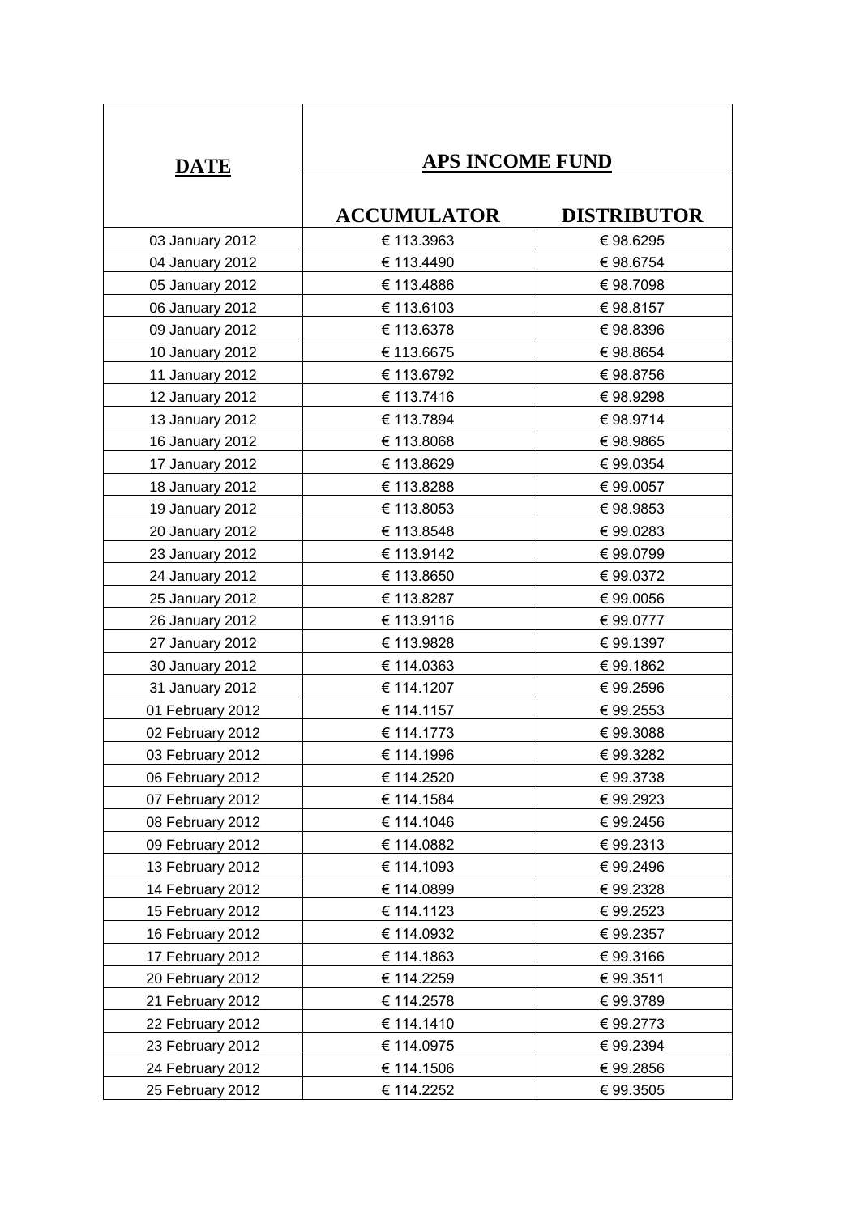| **DATE** | **APS INCOME FUND** | |
|---|---|---|
| | **ACCUMULATOR** | **DISTRIBUTOR** |
| 03 January 2012 | € 113.3963 | € 98.6295 |
| 04 January 2012 | € 113.4490 | € 98.6754 |
| 05 January 2012 | € 113.4886 | € 98.7098 |
| 06 January 2012 | € 113.6103 | € 98.8157 |
| 09 January 2012 | € 113.6378 | € 98.8396 |
| 10 January 2012 | € 113.6675 | € 98.8654 |
| 11 January 2012 | € 113.6792 | € 98.8756 |
| 12 January 2012 | € 113.7416 | € 98.9298 |
| 13 January 2012 | € 113.7894 | € 98.9714 |
| 16 January 2012 | € 113.8068 | € 98.9865 |
| 17 January 2012 | € 113.8629 | € 99.0354 |
| 18 January 2012 | € 113.8288 | € 99.0057 |
| 19 January 2012 | € 113.8053 | € 98.9853 |
| 20 January 2012 | € 113.8548 | € 99.0283 |
| 23 January 2012 | € 113.9142 | € 99.0799 |
| 24 January 2012 | € 113.8650 | € 99.0372 |
| 25 January 2012 | € 113.8287 | € 99.0056 |
| 26 January 2012 | € 113.9116 | € 99.0777 |
| 27 January 2012 | € 113.9828 | € 99.1397 |
| 30 January 2012 | € 114.0363 | € 99.1862 |
| 31 January 2012 | € 114.1207 | € 99.2596 |
| 01 February 2012 | € 114.1157 | € 99.2553 |
| 02 February 2012 | € 114.1773 | € 99.3088 |
| 03 February 2012 | € 114.1996 | € 99.3282 |
| 06 February 2012 | € 114.2520 | € 99.3738 |
| 07 February 2012 | € 114.1584 | € 99.2923 |
| 08 February 2012 | € 114.1046 | € 99.2456 |
| 09 February 2012 | € 114.0882 | € 99.2313 |
| 13 February 2012 | € 114.1093 | € 99.2496 |
| 14 February 2012 | € 114.0899 | € 99.2328 |
| 15 February 2012 | € 114.1123 | € 99.2523 |
| 16 February 2012 | € 114.0932 | € 99.2357 |
| 17 February 2012 | € 114.1863 | € 99.3166 |
| 20 February 2012 | € 114.2259 | € 99.3511 |
| 21 February 2012 | € 114.2578 | € 99.3789 |
| 22 February 2012 | € 114.1410 | € 99.2773 |
| 23 February 2012 | € 114.0975 | € 99.2394 |
| 24 February 2012 | € 114.1506 | € 99.2856 |
| 25 February 2012 | € 114.2252 | € 99.3505 |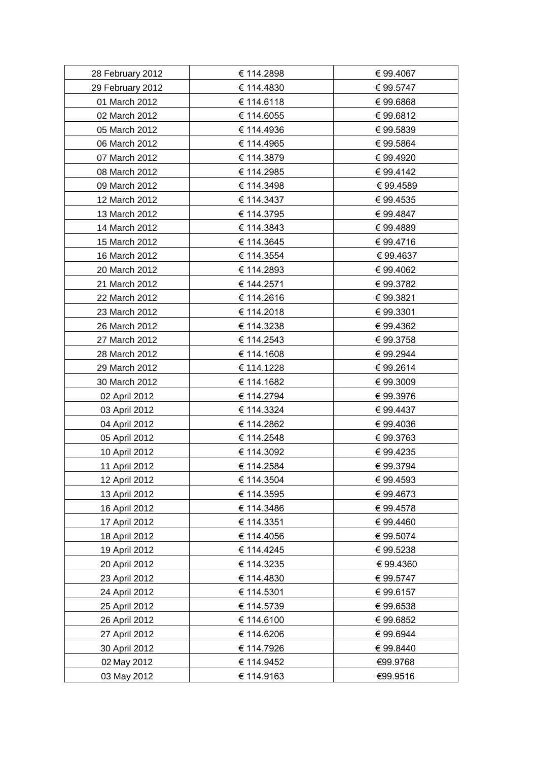| 28 February 2012 | € 114.2898 | € 99.4067 |
|---|---|---|
| 29 February 2012 | € 114.4830 | € 99.5747 |
| 01 March 2012 | € 114.6118 | € 99.6868 |
| 02 March 2012 | € 114.6055 | € 99.6812 |
| 05 March 2012 | € 114.4936 | € 99.5839 |
| 06 March 2012 | € 114.4965 | € 99.5864 |
| 07 March 2012 | € 114.3879 | € 99.4920 |
| 08 March 2012 | € 114.2985 | € 99.4142 |
| 09 March 2012 | € 114.3498 | € 99.4589 |
| 12 March 2012 | € 114.3437 | € 99.4535 |
| 13 March 2012 | € 114.3795 | € 99.4847 |
| 14 March 2012 | € 114.3843 | € 99.4889 |
| 15 March 2012 | € 114.3645 | € 99.4716 |
| 16 March 2012 | € 114.3554 | € 99.4637 |
| 20 March 2012 | € 114.2893 | € 99.4062 |
| 21 March 2012 | € 144.2571 | € 99.3782 |
| 22 March 2012 | € 114.2616 | € 99.3821 |
| 23 March 2012 | € 114.2018 | € 99.3301 |
| 26 March 2012 | € 114.3238 | € 99.4362 |
| 27 March 2012 | € 114.2543 | € 99.3758 |
| 28 March 2012 | € 114.1608 | € 99.2944 |
| 29 March 2012 | € 114.1228 | € 99.2614 |
| 30 March 2012 | € 114.1682 | € 99.3009 |
| 02 April 2012 | € 114.2794 | € 99.3976 |
| 03 April 2012 | € 114.3324 | € 99.4437 |
| 04 April 2012 | € 114.2862 | € 99.4036 |
| 05 April 2012 | € 114.2548 | € 99.3763 |
| 10 April 2012 | € 114.3092 | € 99.4235 |
| 11 April 2012 | € 114.2584 | € 99.3794 |
| 12 April 2012 | € 114.3504 | € 99.4593 |
| 13 April 2012 | € 114.3595 | € 99.4673 |
| 16 April 2012 | € 114.3486 | € 99.4578 |
| 17 April 2012 | € 114.3351 | € 99.4460 |
| 18 April 2012 | € 114.4056 | € 99.5074 |
| 19 April 2012 | € 114.4245 | € 99.5238 |
| 20 April 2012 | € 114.3235 | € 99.4360 |
| 23 April 2012 | € 114.4830 | € 99.5747 |
| 24 April 2012 | € 114.5301 | € 99.6157 |
| 25 April 2012 | € 114.5739 | € 99.6538 |
| 26 April 2012 | € 114.6100 | € 99.6852 |
| 27 April 2012 | € 114.6206 | € 99.6944 |
| 30 April 2012 | € 114.7926 | € 99.8440 |
| 02 May 2012 | € 114.9452 | €99.9768 |
| 03 May 2012 | € 114.9163 | €99.9516 |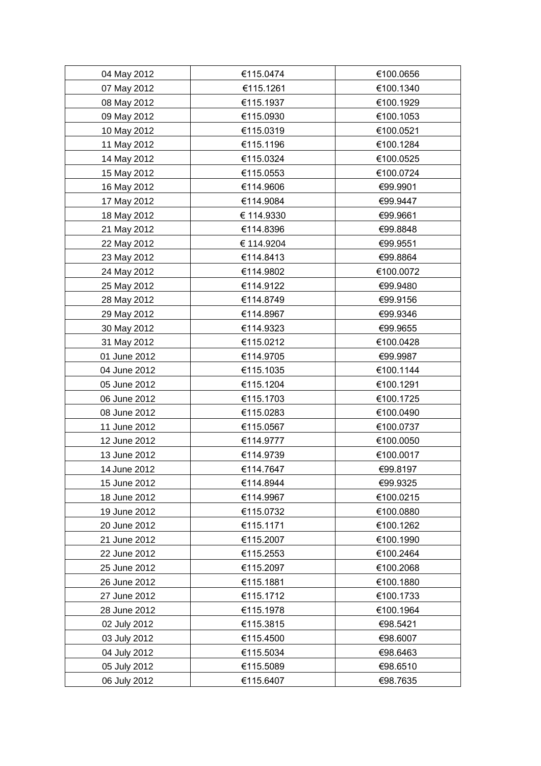| | | |
|---|---|---|
| 04 May 2012 | €115.0474 | €100.0656 |
| 07 May 2012 | €115.1261 | €100.1340 |
| 08 May 2012 | €115.1937 | €100.1929 |
| 09 May 2012 | €115.0930 | €100.1053 |
| 10 May 2012 | €115.0319 | €100.0521 |
| 11 May 2012 | €115.1196 | €100.1284 |
| 14 May 2012 | €115.0324 | €100.0525 |
| 15 May 2012 | €115.0553 | €100.0724 |
| 16 May 2012 | €114.9606 | €99.9901 |
| 17 May 2012 | €114.9084 | €99.9447 |
| 18 May 2012 | € 114.9330 | €99.9661 |
| 21 May 2012 | €114.8396 | €99.8848 |
| 22 May 2012 | € 114.9204 | €99.9551 |
| 23 May 2012 | €114.8413 | €99.8864 |
| 24 May 2012 | €114.9802 | €100.0072 |
| 25 May 2012 | €114.9122 | €99.9480 |
| 28 May 2012 | €114.8749 | €99.9156 |
| 29 May 2012 | €114.8967 | €99.9346 |
| 30 May 2012 | €114.9323 | €99.9655 |
| 31 May 2012 | €115.0212 | €100.0428 |
| 01 June 2012 | €114.9705 | €99.9987 |
| 04 June 2012 | €115.1035 | €100.1144 |
| 05 June 2012 | €115.1204 | €100.1291 |
| 06 June 2012 | €115.1703 | €100.1725 |
| 08 June 2012 | €115.0283 | €100.0490 |
| 11 June 2012 | €115.0567 | €100.0737 |
| 12 June 2012 | €114.9777 | €100.0050 |
| 13 June 2012 | €114.9739 | €100.0017 |
| 14 June 2012 | €114.7647 | €99.8197 |
| 15 June 2012 | €114.8944 | €99.9325 |
| 18 June 2012 | €114.9967 | €100.0215 |
| 19 June 2012 | €115.0732 | €100.0880 |
| 20 June 2012 | €115.1171 | €100.1262 |
| 21 June 2012 | €115.2007 | €100.1990 |
| 22 June 2012 | €115.2553 | €100.2464 |
| 25 June 2012 | €115.2097 | €100.2068 |
| 26 June 2012 | €115.1881 | €100.1880 |
| 27 June 2012 | €115.1712 | €100.1733 |
| 28 June 2012 | €115.1978 | €100.1964 |
| 02 July 2012 | €115.3815 | €98.5421 |
| 03 July 2012 | €115.4500 | €98.6007 |
| 04 July 2012 | €115.5034 | €98.6463 |
| 05 July 2012 | €115.5089 | €98.6510 |
| 06 July 2012 | €115.6407 | €98.7635 |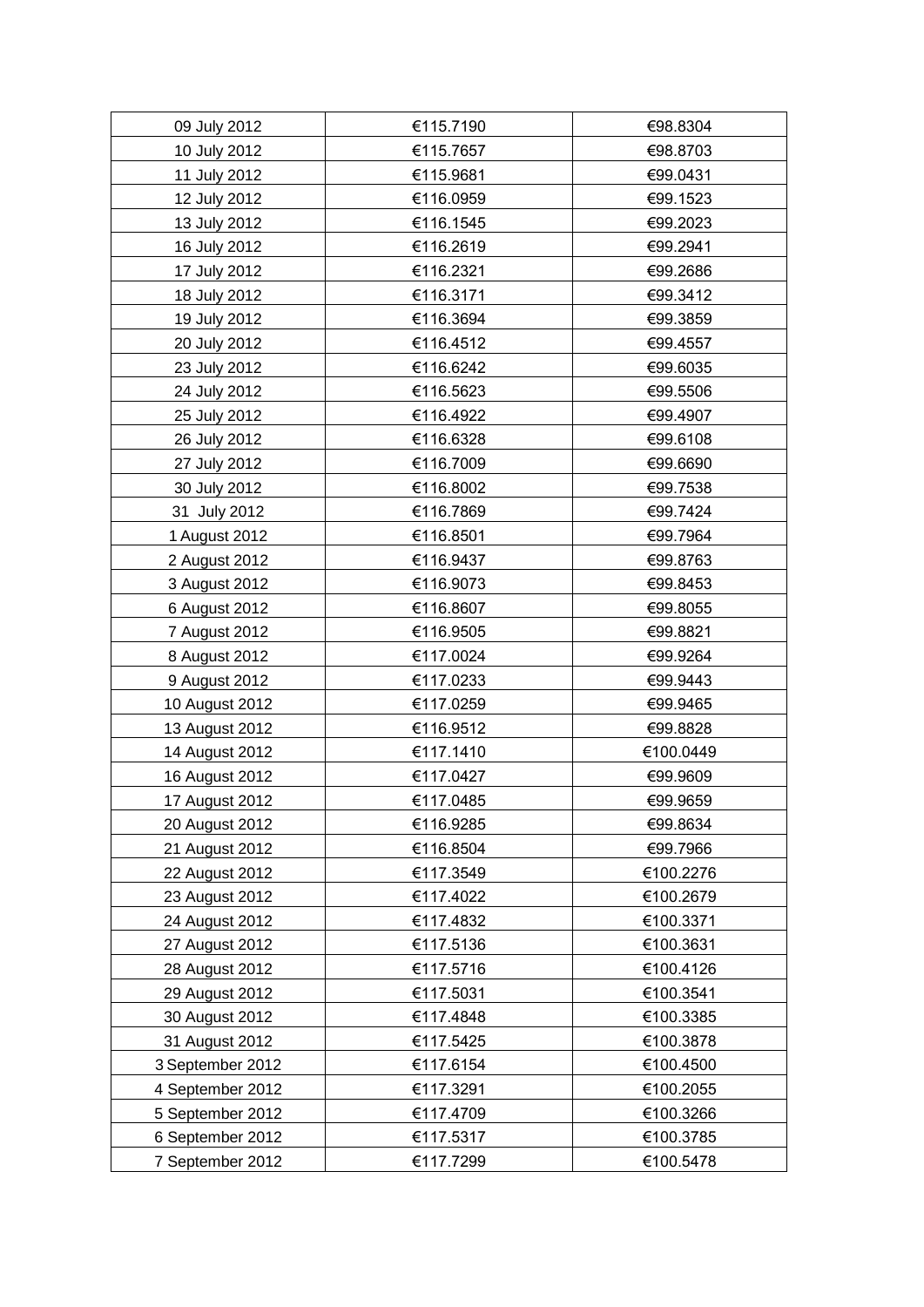| 09 July 2012 | €115.7190 | €98.8304 |
|---|---|---|
| 10 July 2012 | €115.7657 | €98.8703 |
| 11 July 2012 | €115.9681 | €99.0431 |
| 12 July 2012 | €116.0959 | €99.1523 |
| 13 July 2012 | €116.1545 | €99.2023 |
| 16 July 2012 | €116.2619 | €99.2941 |
| 17 July 2012 | €116.2321 | €99.2686 |
| 18 July 2012 | €116.3171 | €99.3412 |
| 19 July 2012 | €116.3694 | €99.3859 |
| 20 July 2012 | €116.4512 | €99.4557 |
| 23 July 2012 | €116.6242 | €99.6035 |
| 24 July 2012 | €116.5623 | €99.5506 |
| 25 July 2012 | €116.4922 | €99.4907 |
| 26 July 2012 | €116.6328 | €99.6108 |
| 27 July 2012 | €116.7009 | €99.6690 |
| 30 July 2012 | €116.8002 | €99.7538 |
| 31 July 2012 | €116.7869 | €99.7424 |
| 1 August 2012 | €116.8501 | €99.7964 |
| 2 August 2012 | €116.9437 | €99.8763 |
| 3 August 2012 | €116.9073 | €99.8453 |
| 6 August 2012 | €116.8607 | €99.8055 |
| 7 August 2012 | €116.9505 | €99.8821 |
| 8 August 2012 | €117.0024 | €99.9264 |
| 9 August 2012 | €117.0233 | €99.9443 |
| 10 August 2012 | €117.0259 | €99.9465 |
| 13 August 2012 | €116.9512 | €99.8828 |
| 14 August 2012 | €117.1410 | €100.0449 |
| 16 August 2012 | €117.0427 | €99.9609 |
| 17 August 2012 | €117.0485 | €99.9659 |
| 20 August 2012 | €116.9285 | €99.8634 |
| 21 August 2012 | €116.8504 | €99.7966 |
| 22 August 2012 | €117.3549 | €100.2276 |
| 23 August 2012 | €117.4022 | €100.2679 |
| 24 August 2012 | €117.4832 | €100.3371 |
| 27 August 2012 | €117.5136 | €100.3631 |
| 28 August 2012 | €117.5716 | €100.4126 |
| 29 August 2012 | €117.5031 | €100.3541 |
| 30 August 2012 | €117.4848 | €100.3385 |
| 31 August 2012 | €117.5425 | €100.3878 |
| 3 September 2012 | €117.6154 | €100.4500 |
| 4 September 2012 | €117.3291 | €100.2055 |
| 5 September 2012 | €117.4709 | €100.3266 |
| 6 September 2012 | €117.5317 | €100.3785 |
| 7 September 2012 | €117.7299 | €100.5478 |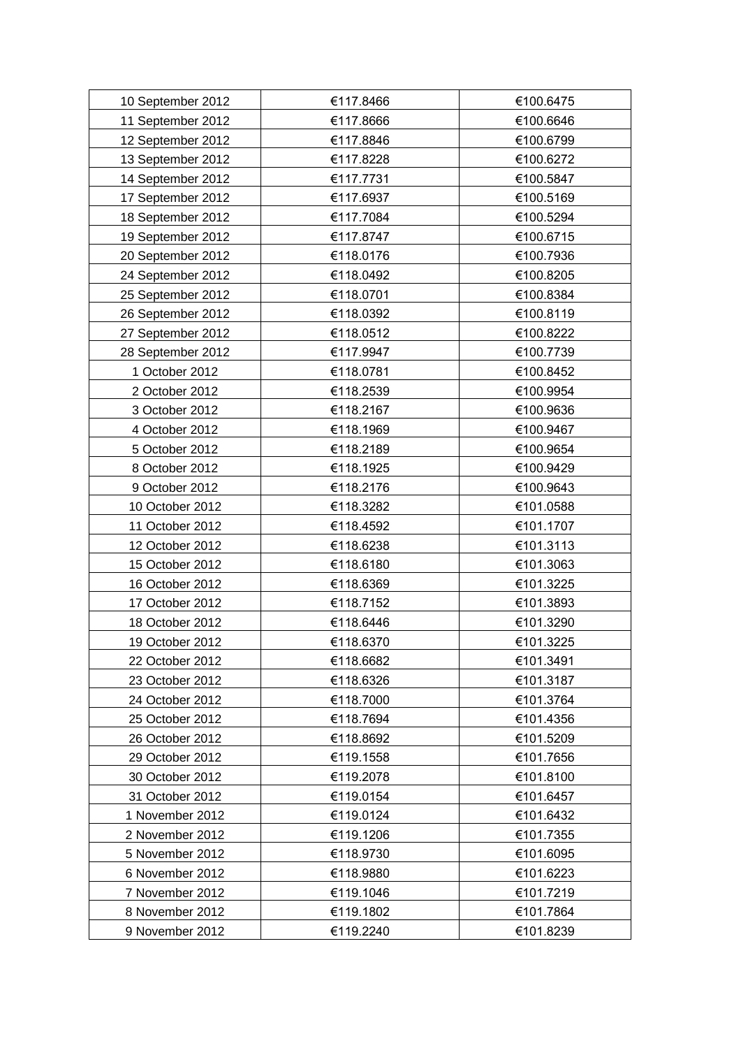| | | |
|---|---|---|
| 10 September 2012 | €117.8466 | €100.6475 |
| 11 September 2012 | €117.8666 | €100.6646 |
| 12 September 2012 | €117.8846 | €100.6799 |
| 13 September 2012 | €117.8228 | €100.6272 |
| 14 September 2012 | €117.7731 | €100.5847 |
| 17 September 2012 | €117.6937 | €100.5169 |
| 18 September 2012 | €117.7084 | €100.5294 |
| 19 September 2012 | €117.8747 | €100.6715 |
| 20 September 2012 | €118.0176 | €100.7936 |
| 24 September 2012 | €118.0492 | €100.8205 |
| 25 September 2012 | €118.0701 | €100.8384 |
| 26 September 2012 | €118.0392 | €100.8119 |
| 27 September 2012 | €118.0512 | €100.8222 |
| 28 September 2012 | €117.9947 | €100.7739 |
| 1 October 2012 | €118.0781 | €100.8452 |
| 2 October 2012 | €118.2539 | €100.9954 |
| 3 October 2012 | €118.2167 | €100.9636 |
| 4 October 2012 | €118.1969 | €100.9467 |
| 5 October 2012 | €118.2189 | €100.9654 |
| 8 October 2012 | €118.1925 | €100.9429 |
| 9 October 2012 | €118.2176 | €100.9643 |
| 10 October 2012 | €118.3282 | €101.0588 |
| 11 October 2012 | €118.4592 | €101.1707 |
| 12 October 2012 | €118.6238 | €101.3113 |
| 15 October 2012 | €118.6180 | €101.3063 |
| 16 October 2012 | €118.6369 | €101.3225 |
| 17 October 2012 | €118.7152 | €101.3893 |
| 18 October 2012 | €118.6446 | €101.3290 |
| 19 October 2012 | €118.6370 | €101.3225 |
| 22 October 2012 | €118.6682 | €101.3491 |
| 23 October 2012 | €118.6326 | €101.3187 |
| 24 October 2012 | €118.7000 | €101.3764 |
| 25 October 2012 | €118.7694 | €101.4356 |
| 26 October 2012 | €118.8692 | €101.5209 |
| 29 October 2012 | €119.1558 | €101.7656 |
| 30 October 2012 | €119.2078 | €101.8100 |
| 31 October 2012 | €119.0154 | €101.6457 |
| 1 November 2012 | €119.0124 | €101.6432 |
| 2 November 2012 | €119.1206 | €101.7355 |
| 5 November 2012 | €118.9730 | €101.6095 |
| 6 November 2012 | €118.9880 | €101.6223 |
| 7 November 2012 | €119.1046 | €101.7219 |
| 8 November 2012 | €119.1802 | €101.7864 |
| 9 November 2012 | €119.2240 | €101.8239 |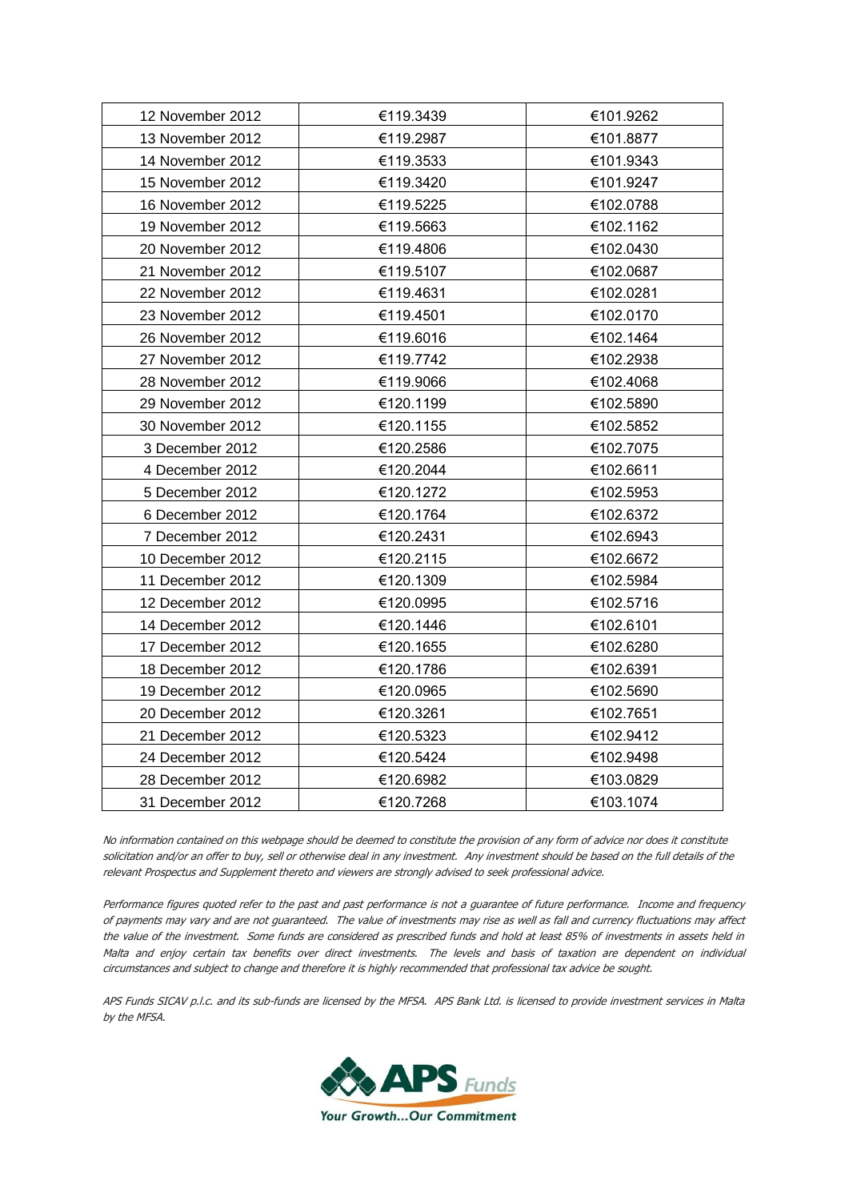| | | |
|---|---|---|
| 12 November 2012 | €119.3439 | €101.9262 |
| 13 November 2012 | €119.2987 | €101.8877 |
| 14 November 2012 | €119.3533 | €101.9343 |
| 15 November 2012 | €119.3420 | €101.9247 |
| 16 November 2012 | €119.5225 | €102.0788 |
| 19 November 2012 | €119.5663 | €102.1162 |
| 20 November 2012 | €119.4806 | €102.0430 |
| 21 November 2012 | €119.5107 | €102.0687 |
| 22 November 2012 | €119.4631 | €102.0281 |
| 23 November 2012 | €119.4501 | €102.0170 |
| 26 November 2012 | €119.6016 | €102.1464 |
| 27 November 2012 | €119.7742 | €102.2938 |
| 28 November 2012 | €119.9066 | €102.4068 |
| 29 November 2012 | €120.1199 | €102.5890 |
| 30 November 2012 | €120.1155 | €102.5852 |
| 3 December 2012 | €120.2586 | €102.7075 |
| 4 December 2012 | €120.2044 | €102.6611 |
| 5 December 2012 | €120.1272 | €102.5953 |
| 6 December 2012 | €120.1764 | €102.6372 |
| 7 December 2012 | €120.2431 | €102.6943 |
| 10 December 2012 | €120.2115 | €102.6672 |
| 11 December 2012 | €120.1309 | €102.5984 |
| 12 December 2012 | €120.0995 | €102.5716 |
| 14 December 2012 | €120.1446 | €102.6101 |
| 17 December 2012 | €120.1655 | €102.6280 |
| 18 December 2012 | €120.1786 | €102.6391 |
| 19 December 2012 | €120.0965 | €102.5690 |
| 20 December 2012 | €120.3261 | €102.7651 |
| 21 December 2012 | €120.5323 | €102.9412 |
| 24 December 2012 | €120.5424 | €102.9498 |
| 28 December 2012 | €120.6982 | €103.0829 |
| 31 December 2012 | €120.7268 | €103.1074 |

*No information contained on this webpage should be deemed to constitute the provision of any form of advice nor does it constitute solicitation and/or an offer to buy, sell or otherwise deal in any investment. Any investment should be based on the full details of the relevant Prospectus and Supplement thereto and viewers are strongly advised to seek professional advice.*

*Performance figures quoted refer to the past and past performance is not a guarantee of future performance. Income and frequency of payments may vary and are not guaranteed. The value of investments may rise as well as fall and currency fluctuations may affect the value of the investment. Some funds are considered as prescribed funds and hold at least 85% of investments in assets held in Malta and enjoy certain tax benefits over direct investments. The levels and basis of taxation are dependent on individual circumstances and subject to change and therefore it is highly recommended that professional tax advice be sought.*

*APS Funds SICAV p.l.c. and its sub-funds are licensed by the MFSA. APS Bank Ltd. is licensed to provide investment services in Malta by the MFSA.*

APS Funds

Your Growth...Our Commitment